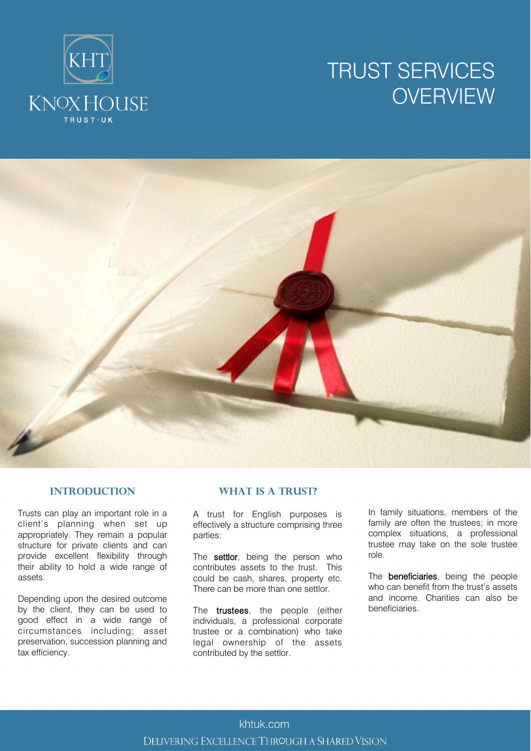# TRUST SERVICES OVERVIEW

## INTRODUCTION

Trusts can play an important role in a client's planning when set up appropriately. They remain a popular structure for private clients and can provide excellent flexibility through their ability to hold a wide range of assets.

Depending upon the desired outcome by the client, they can be used to good effect in a wide range of circumstances including; asset preservation, succession planning and tax efficiency.

## WHAT IS A TRUST?

A trust for English purposes is effectively a structure comprising three parties:

The **settlor**, being the person who contributes assets to the trust. This could be cash, shares, property etc. There can be more than one settlor.

The **trustees**, the people (either individuals, a professional corporate trustee or a combination) who take legal ownership of the assets contributed by the settlor.

In family situations, members of the family are often the trustees; in more complex situations, a professional trustee may take on the sole trustee role.

The **beneficiaries**, being the people who can benefit from the trust's assets and income. Charities can also be beneficiaries.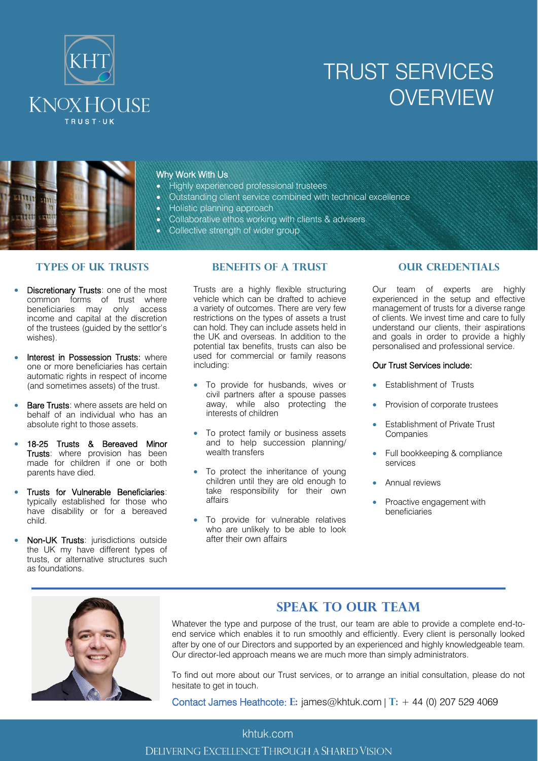KNOX HOUSE TRUST·UK

# TRUST SERVICES OVERVIEW

### Why Work With Us

- Highly experienced professional trustees
- Outstanding client service combined with technical excellence
- Holistic planning approach
- Collaborative ethos working with clients & advisers
- Collective strength of wider group

## TYPES OF UK TRUSTS

- Discretionary Trusts: one of the most common forms of trust where beneficiaries may only access income and capital at the discretion of the trustees (guided by the settlor's wishes).
- Interest in Possession Trusts: where one or more beneficiaries has certain automatic rights in respect of income (and sometimes assets) of the trust.
- Bare Trusts: where assets are held on behalf of an individual who has an absolute right to those assets.
- 18-25 Trusts & Bereaved Minor Trusts: where provision has been made for children if one or both parents have died.
- Trusts for Vulnerable Beneficiaries: typically established for those who have disability or for a bereaved child.
- Non-UK Trusts: jurisdictions outside the UK my have different types of trusts, or alternative structures such as foundations.

## BENEFITS OF A TRUST

Trusts are a highly flexible structuring vehicle which can be drafted to achieve a variety of outcomes. There are very few restrictions on the types of assets a trust can hold. They can include assets held in the UK and overseas. In addition to the potential tax benefits, trusts can also be used for commercial or family reasons including:

- To provide for husbands, wives or civil partners after a spouse passes away, while also protecting the interests of children
- To protect family or business assets and to help succession planning/ wealth transfers
- To protect the inheritance of young children until they are old enough to take responsibility for their own affairs
- To provide for vulnerable relatives who are unlikely to be able to look after their own affairs

## OUR CREDENTIALS

Our team of experts are highly experienced in the setup and effective management of trusts for a diverse range of clients. We invest time and care to fully understand our clients, their aspirations and goals in order to provide a highly personalised and professional service.

### Our Trust Services include:

- Establishment of Trusts
- Provision of corporate trustees
- Establishment of Private Trust Companies
- Full bookkeeping & compliance services
- Annual reviews
- Proactive engagement with beneficiaries

## SPEAK TO OUR TEAM

Whatever the type and purpose of the trust, our team are able to provide a complete end-to-end service which enables it to run smoothly and efficiently. Every client is personally looked after by one of our Directors and supported by an experienced and highly knowledgeable team. Our director-led approach means we are much more than simply administrators.

To find out more about our Trust services, or to arrange an initial consultation, please do not hesitate to get in touch.

Contact James Heathcote: **E:** james@khtuk.com | **T:** + 44 (0) 207 529 4069

khtuk.com

DELIVERING EXCELLENCE THROUGH A SHARED VISION